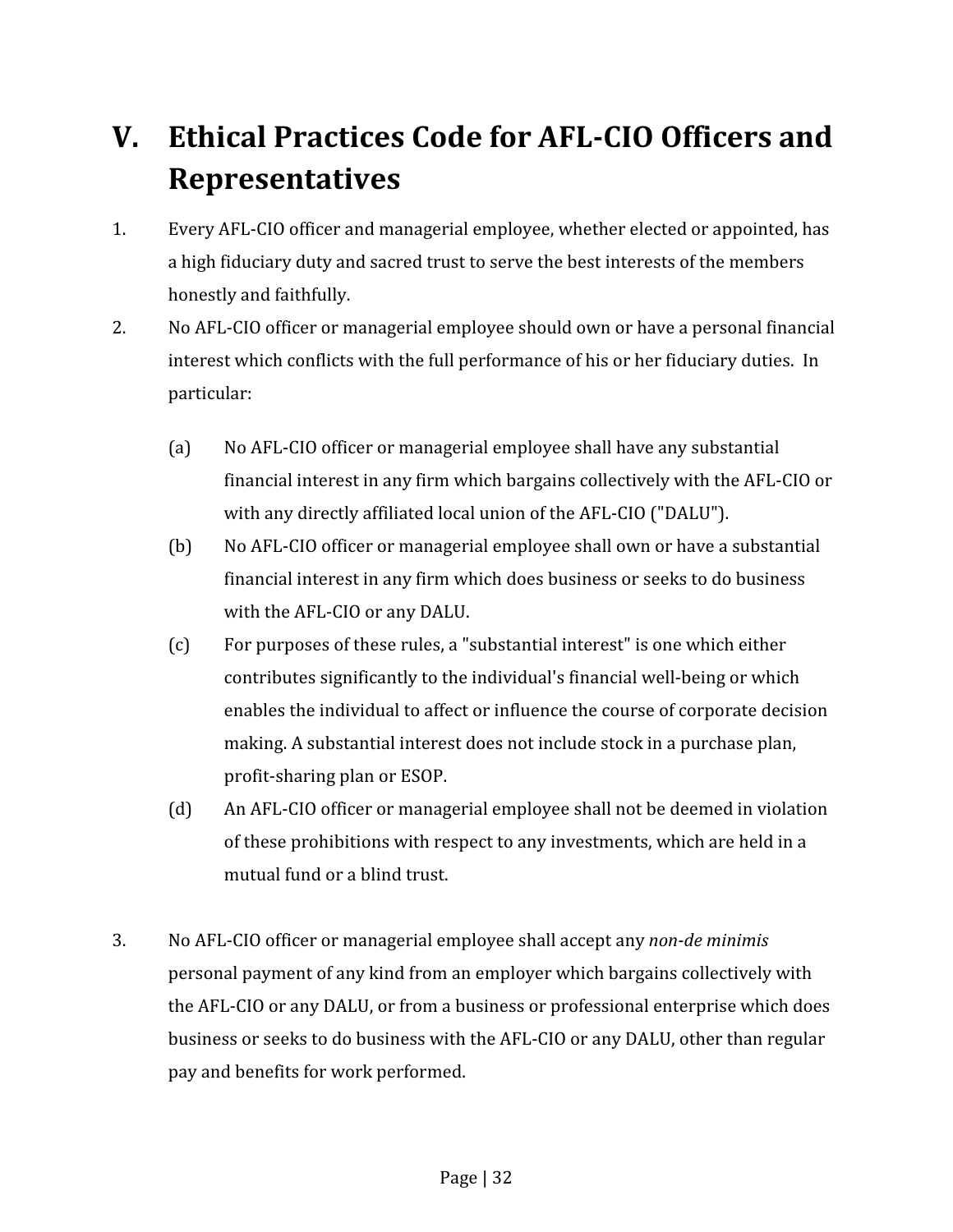# V. Ethical Practices Code for AFL-CIO Officers and Representatives

1. Every AFL-CIO officer and managerial employee, whether elected or appointed, has a high fiduciary duty and sacred trust to serve the best interests of the members honestly and faithfully.

2. No AFL-CIO officer or managerial employee should own or have a personal financial interest which conflicts with the full performance of his or her fiduciary duties. In particular:

   (a) No AFL-CIO officer or managerial employee shall have any substantial financial interest in any firm which bargains collectively with the AFL-CIO or with any directly affiliated local union of the AFL-CIO ("DALU").

   (b) No AFL-CIO officer or managerial employee shall own or have a substantial financial interest in any firm which does business or seeks to do business with the AFL-CIO or any DALU.

   (c) For purposes of these rules, a "substantial interest" is one which either contributes significantly to the individual's financial well-being or which enables the individual to affect or influence the course of corporate decision making. A substantial interest does not include stock in a purchase plan, profit-sharing plan or ESOP.

   (d) An AFL-CIO officer or managerial employee shall not be deemed in violation of these prohibitions with respect to any investments, which are held in a mutual fund or a blind trust.

3. No AFL-CIO officer or managerial employee shall accept any *non-de minimis* personal payment of any kind from an employer which bargains collectively with the AFL-CIO or any DALU, or from a business or professional enterprise which does business or seeks to do business with the AFL-CIO or any DALU, other than regular pay and benefits for work performed.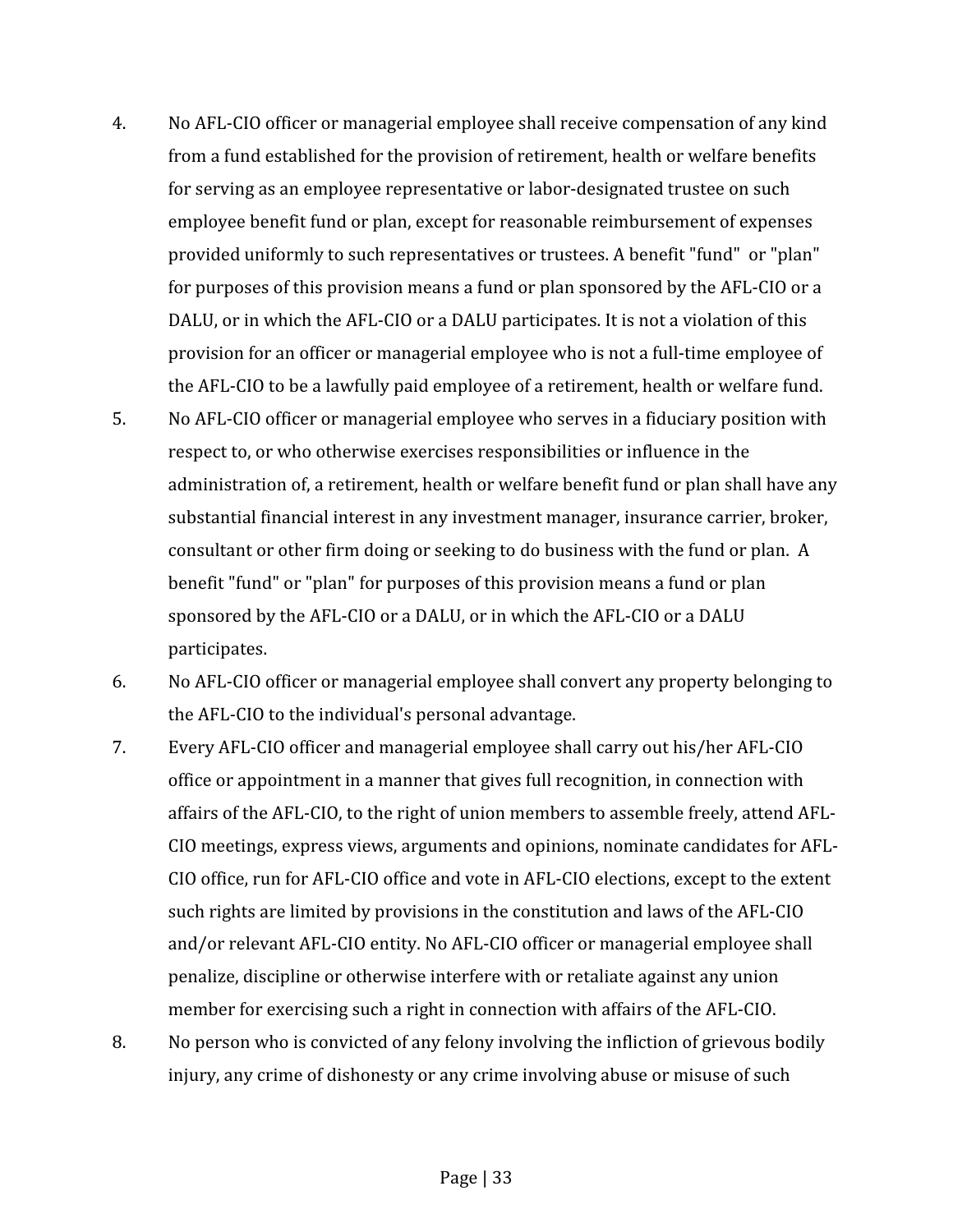4. No AFL-CIO officer or managerial employee shall receive compensation of any kind from a fund established for the provision of retirement, health or welfare benefits for serving as an employee representative or labor-designated trustee on such employee benefit fund or plan, except for reasonable reimbursement of expenses provided uniformly to such representatives or trustees. A benefit "fund" or "plan" for purposes of this provision means a fund or plan sponsored by the AFL-CIO or a DALU, or in which the AFL-CIO or a DALU participates. It is not a violation of this provision for an officer or managerial employee who is not a full-time employee of the AFL-CIO to be a lawfully paid employee of a retirement, health or welfare fund.
5. No AFL-CIO officer or managerial employee who serves in a fiduciary position with respect to, or who otherwise exercises responsibilities or influence in the administration of, a retirement, health or welfare benefit fund or plan shall have any substantial financial interest in any investment manager, insurance carrier, broker, consultant or other firm doing or seeking to do business with the fund or plan. A benefit "fund" or "plan" for purposes of this provision means a fund or plan sponsored by the AFL-CIO or a DALU, or in which the AFL-CIO or a DALU participates.
6. No AFL-CIO officer or managerial employee shall convert any property belonging to the AFL-CIO to the individual's personal advantage.
7. Every AFL-CIO officer and managerial employee shall carry out his/her AFL-CIO office or appointment in a manner that gives full recognition, in connection with affairs of the AFL-CIO, to the right of union members to assemble freely, attend AFL-CIO meetings, express views, arguments and opinions, nominate candidates for AFL-CIO office, run for AFL-CIO office and vote in AFL-CIO elections, except to the extent such rights are limited by provisions in the constitution and laws of the AFL-CIO and/or relevant AFL-CIO entity. No AFL-CIO officer or managerial employee shall penalize, discipline or otherwise interfere with or retaliate against any union member for exercising such a right in connection with affairs of the AFL-CIO.
8. No person who is convicted of any felony involving the infliction of grievous bodily injury, any crime of dishonesty or any crime involving abuse or misuse of such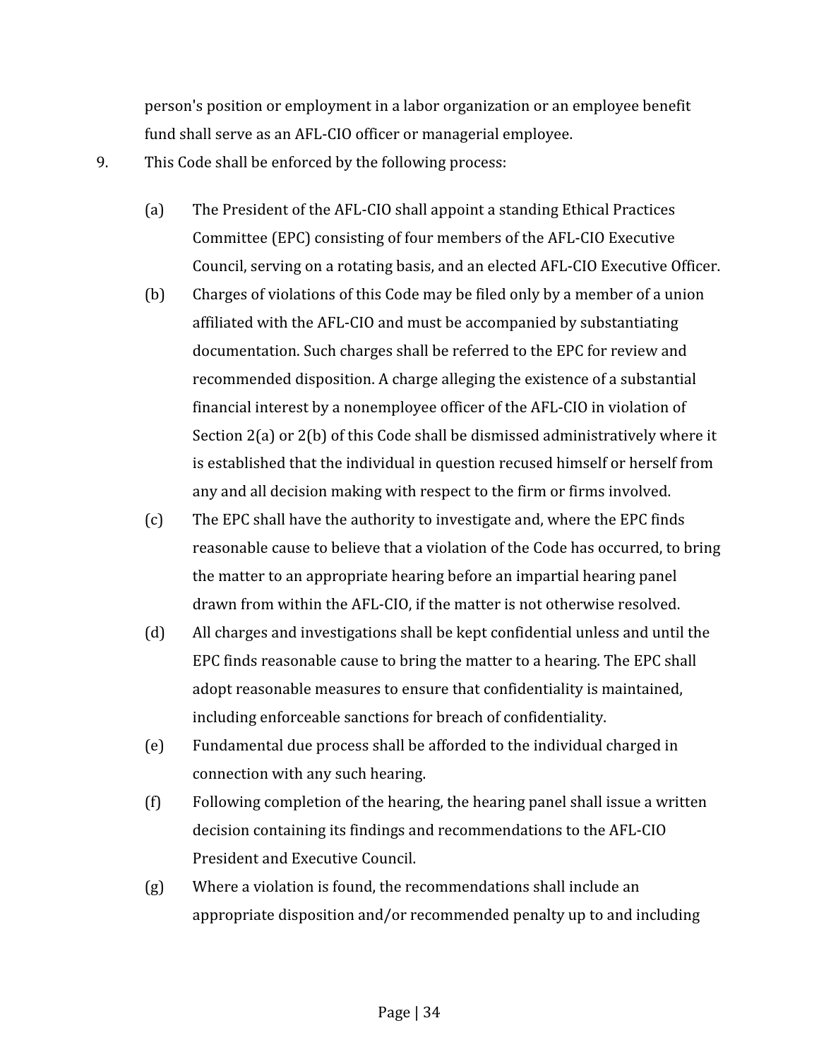person's position or employment in a labor organization or an employee benefit fund shall serve as an AFL-CIO officer or managerial employee.

9. This Code shall be enforced by the following process:

   (a) The President of the AFL-CIO shall appoint a standing Ethical Practices Committee (EPC) consisting of four members of the AFL-CIO Executive Council, serving on a rotating basis, and an elected AFL-CIO Executive Officer.

   (b) Charges of violations of this Code may be filed only by a member of a union affiliated with the AFL-CIO and must be accompanied by substantiating documentation. Such charges shall be referred to the EPC for review and recommended disposition. A charge alleging the existence of a substantial financial interest by a nonemployee officer of the AFL-CIO in violation of Section 2(a) or 2(b) of this Code shall be dismissed administratively where it is established that the individual in question recused himself or herself from any and all decision making with respect to the firm or firms involved.

   (c) The EPC shall have the authority to investigate and, where the EPC finds reasonable cause to believe that a violation of the Code has occurred, to bring the matter to an appropriate hearing before an impartial hearing panel drawn from within the AFL-CIO, if the matter is not otherwise resolved.

   (d) All charges and investigations shall be kept confidential unless and until the EPC finds reasonable cause to bring the matter to a hearing. The EPC shall adopt reasonable measures to ensure that confidentiality is maintained, including enforceable sanctions for breach of confidentiality.

   (e) Fundamental due process shall be afforded to the individual charged in connection with any such hearing.

   (f) Following completion of the hearing, the hearing panel shall issue a written decision containing its findings and recommendations to the AFL-CIO President and Executive Council.

   (g) Where a violation is found, the recommendations shall include an appropriate disposition and/or recommended penalty up to and including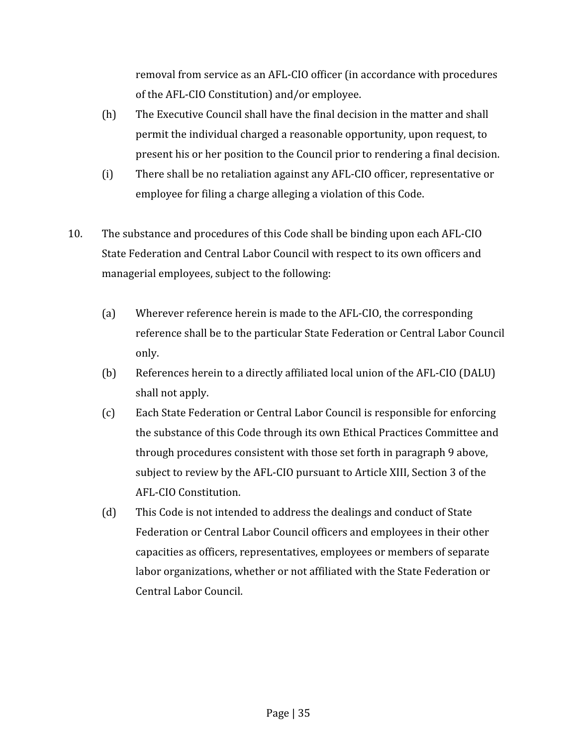removal from service as an AFL-CIO officer (in accordance with procedures of the AFL-CIO Constitution) and/or employee.

(h) The Executive Council shall have the final decision in the matter and shall permit the individual charged a reasonable opportunity, upon request, to present his or her position to the Council prior to rendering a final decision.

(i) There shall be no retaliation against any AFL-CIO officer, representative or employee for filing a charge alleging a violation of this Code.

10. The substance and procedures of this Code shall be binding upon each AFL-CIO State Federation and Central Labor Council with respect to its own officers and managerial employees, subject to the following:

(a) Wherever reference herein is made to the AFL-CIO, the corresponding reference shall be to the particular State Federation or Central Labor Council only.

(b) References herein to a directly affiliated local union of the AFL-CIO (DALU) shall not apply.

(c) Each State Federation or Central Labor Council is responsible for enforcing the substance of this Code through its own Ethical Practices Committee and through procedures consistent with those set forth in paragraph 9 above, subject to review by the AFL-CIO pursuant to Article XIII, Section 3 of the AFL-CIO Constitution.

(d) This Code is not intended to address the dealings and conduct of State Federation or Central Labor Council officers and employees in their other capacities as officers, representatives, employees or members of separate labor organizations, whether or not affiliated with the State Federation or Central Labor Council.